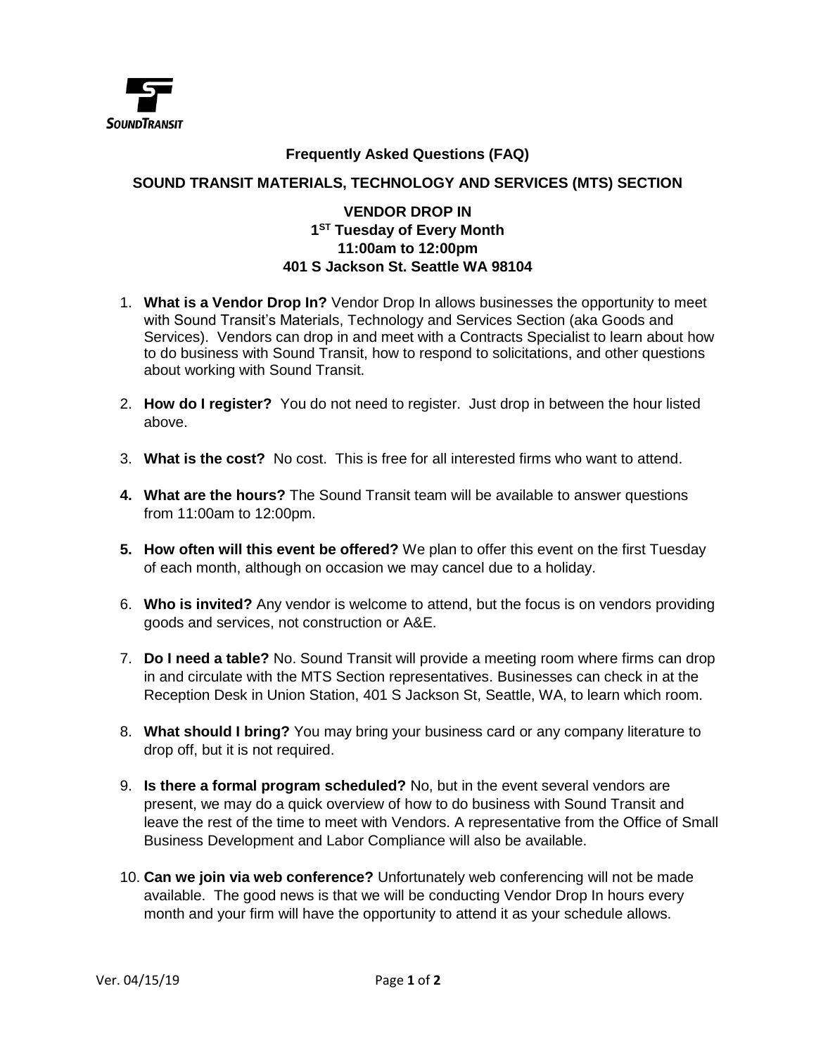SoundTransit

## Frequently Asked Questions (FAQ)

## SOUND TRANSIT MATERIALS, TECHNOLOGY AND SERVICES (MTS) SECTION

### VENDOR DROP IN
### 1ST Tuesday of Every Month
### 11:00am to 12:00pm
### 401 S Jackson St. Seattle WA 98104

1. **What is a Vendor Drop In?** Vendor Drop In allows businesses the opportunity to meet with Sound Transit's Materials, Technology and Services Section (aka Goods and Services). Vendors can drop in and meet with a Contracts Specialist to learn about how to do business with Sound Transit, how to respond to solicitations, and other questions about working with Sound Transit.

2. **How do I register?** You do not need to register. Just drop in between the hour listed above.

3. **What is the cost?** No cost. This is free for all interested firms who want to attend.

4. **What are the hours?** The Sound Transit team will be available to answer questions from 11:00am to 12:00pm.

5. **How often will this event be offered?** We plan to offer this event on the first Tuesday of each month, although on occasion we may cancel due to a holiday.

6. **Who is invited?** Any vendor is welcome to attend, but the focus is on vendors providing goods and services, not construction or A&E.

7. **Do I need a table?** No. Sound Transit will provide a meeting room where firms can drop in and circulate with the MTS Section representatives. Businesses can check in at the Reception Desk in Union Station, 401 S Jackson St, Seattle, WA, to learn which room.

8. **What should I bring?** You may bring your business card or any company literature to drop off, but it is not required.

9. **Is there a formal program scheduled?** No, but in the event several vendors are present, we may do a quick overview of how to do business with Sound Transit and leave the rest of the time to meet with Vendors. A representative from the Office of Small Business Development and Labor Compliance will also be available.

10. **Can we join via web conference?** Unfortunately web conferencing will not be made available. The good news is that we will be conducting Vendor Drop In hours every month and your firm will have the opportunity to attend it as your schedule allows.

Ver. 04/15/19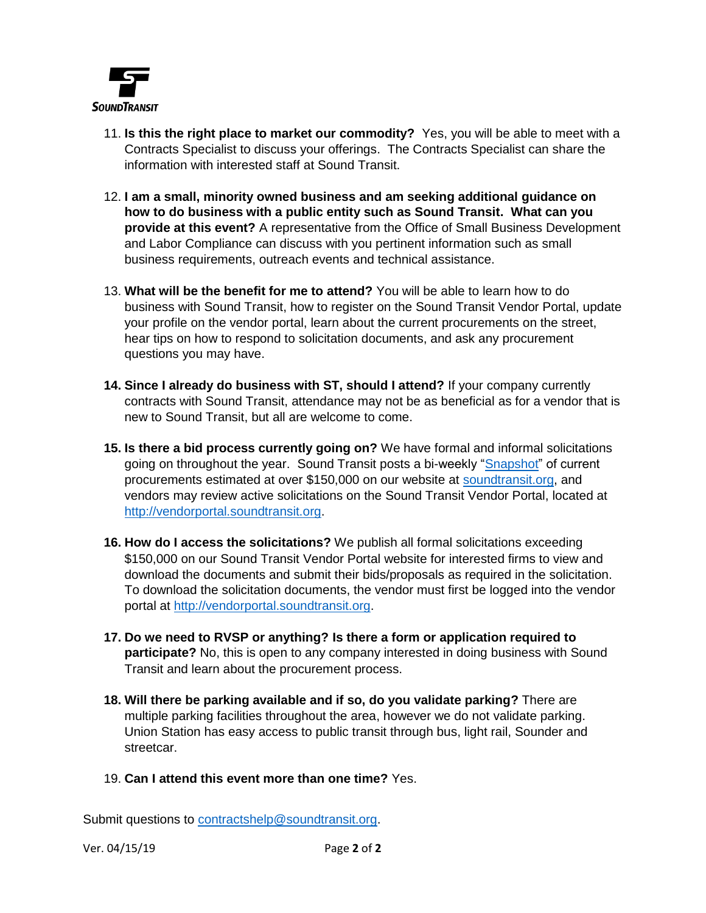11. **Is this the right place to market our commodity?** Yes, you will be able to meet with a Contracts Specialist to discuss your offerings. The Contracts Specialist can share the information with interested staff at Sound Transit.

12. **I am a small, minority owned business and am seeking additional guidance on how to do business with a public entity such as Sound Transit. What can you provide at this event?** A representative from the Office of Small Business Development and Labor Compliance can discuss with you pertinent information such as small business requirements, outreach events and technical assistance.

13. **What will be the benefit for me to attend?** You will be able to learn how to do business with Sound Transit, how to register on the Sound Transit Vendor Portal, update your profile on the vendor portal, learn about the current procurements on the street, hear tips on how to respond to solicitation documents, and ask any procurement questions you may have.

14. **Since I already do business with ST, should I attend?** If your company currently contracts with Sound Transit, attendance may not be as beneficial as for a vendor that is new to Sound Transit, but all are welcome to come.

15. **Is there a bid process currently going on?** We have formal and informal solicitations going on throughout the year. Sound Transit posts a bi-weekly "Snapshot" of current procurements estimated at over $150,000 on our website at soundtransit.org, and vendors may review active solicitations on the Sound Transit Vendor Portal, located at http://vendorportal.soundtransit.org.

16. **How do I access the solicitations?** We publish all formal solicitations exceeding $150,000 on our Sound Transit Vendor Portal website for interested firms to view and download the documents and submit their bids/proposals as required in the solicitation. To download the solicitation documents, the vendor must first be logged into the vendor portal at http://vendorportal.soundtransit.org.

17. **Do we need to RVSP or anything? Is there a form or application required to participate?** No, this is open to any company interested in doing business with Sound Transit and learn about the procurement process.

18. **Will there be parking available and if so, do you validate parking?** There are multiple parking facilities throughout the area, however we do not validate parking. Union Station has easy access to public transit through bus, light rail, Sounder and streetcar.

19. **Can I attend this event more than one time?** Yes.

Submit questions to contractshelp@soundtransit.org.

Ver. 04/15/19